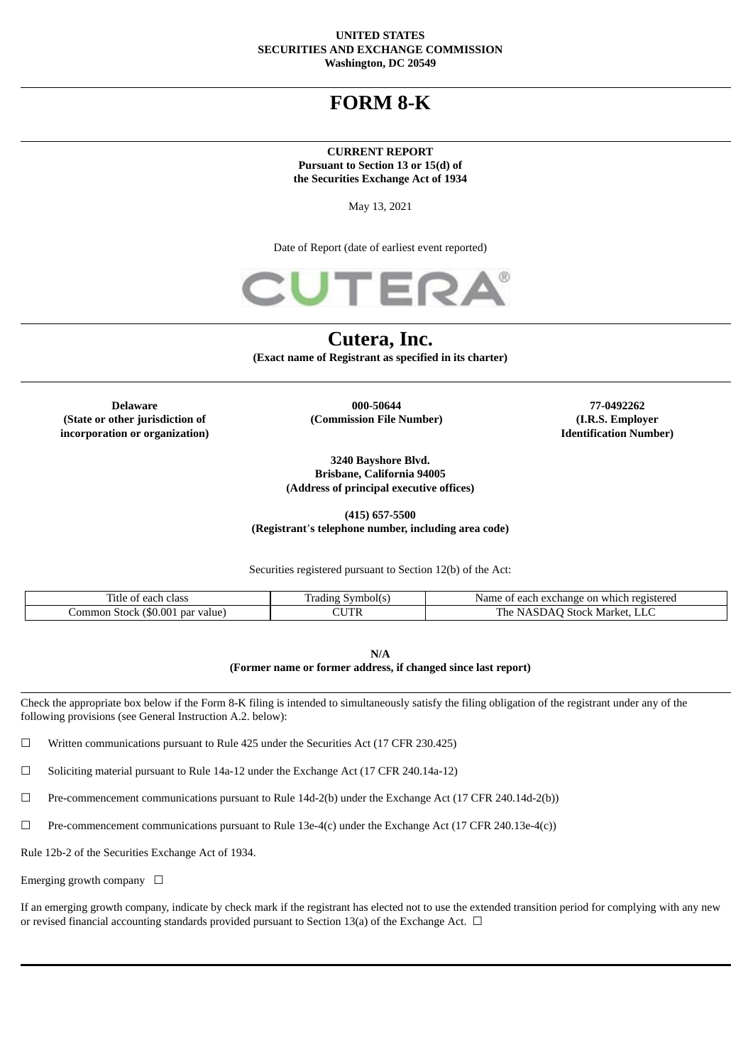**UNITED STATES**
**SECURITIES AND EXCHANGE COMMISSION**
**Washington, DC 20549**

# FORM 8-K

**CURRENT REPORT**
**Pursuant to Section 13 or 15(d) of**
**the Securities Exchange Act of 1934**

May 13, 2021

Date of Report (date of earliest event reported)

CUTERA®

# Cutera, Inc.

**(Exact name of Registrant as specified in its charter)**

| **Delaware** **(State or other jurisdiction of incorporation or organization)** | **000-50644** **(Commission File Number)** | **77-0492262** **(I.R.S. Employer Identification Number)** |
|---|---|---|

**3240 Bayshore Blvd.**
**Brisbane, California 94005**
**(Address of principal executive offices)**

**(415) 657-5500**
**(Registrant's telephone number, including area code)**

Securities registered pursuant to Section 12(b) of the Act:

| Title of each class | Trading Symbol(s) | Name of each exchange on which registered |
|---|---|---|
| Common Stock ($0.001 par value) | CUTR | The NASDAQ Stock Market, LLC |

**N/A**
**(Former name or former address, if changed since last report)**

Check the appropriate box below if the Form 8-K filing is intended to simultaneously satisfy the filing obligation of the registrant under any of the following provisions (see General Instruction A.2. below):

☐ Written communications pursuant to Rule 425 under the Securities Act (17 CFR 230.425)

☐ Soliciting material pursuant to Rule 14a-12 under the Exchange Act (17 CFR 240.14a-12)

☐ Pre-commencement communications pursuant to Rule 14d-2(b) under the Exchange Act (17 CFR 240.14d-2(b))

☐ Pre-commencement communications pursuant to Rule 13e-4(c) under the Exchange Act (17 CFR 240.13e-4(c))

Rule 12b-2 of the Securities Exchange Act of 1934.

Emerging growth company ☐

If an emerging growth company, indicate by check mark if the registrant has elected not to use the extended transition period for complying with any new or revised financial accounting standards provided pursuant to Section 13(a) of the Exchange Act. ☐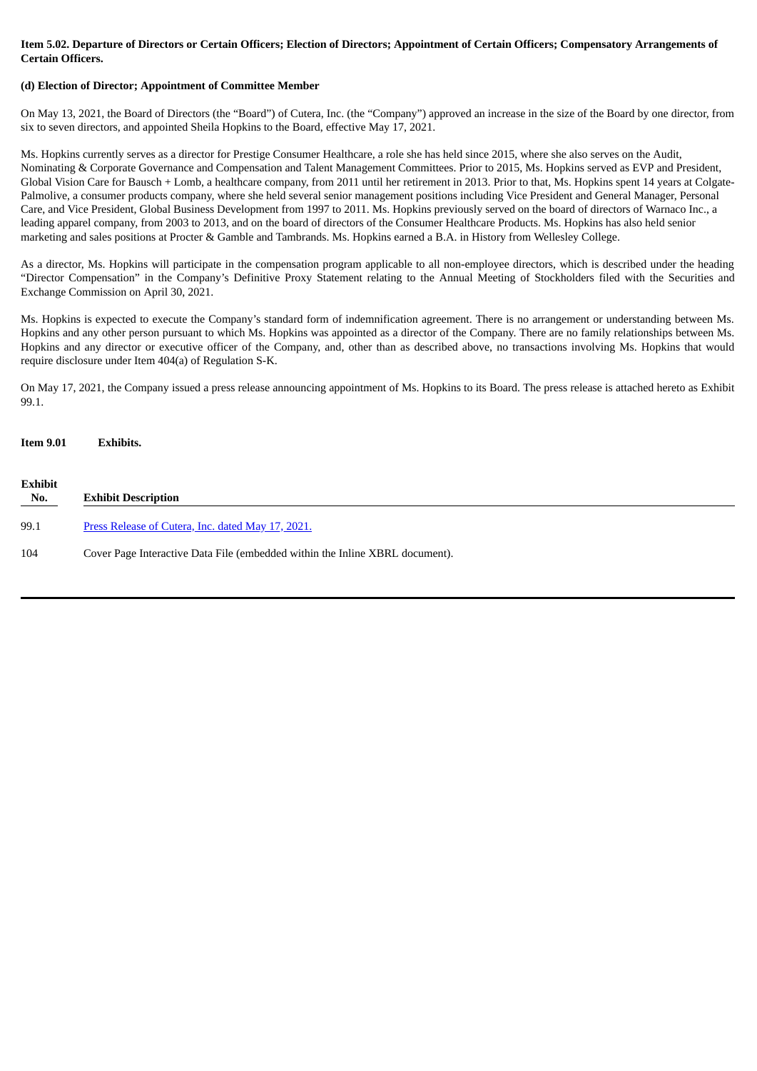**Item 5.02. Departure of Directors or Certain Officers; Election of Directors; Appointment of Certain Officers; Compensatory Arrangements of Certain Officers.**

**(d) Election of Director; Appointment of Committee Member**

On May 13, 2021, the Board of Directors (the "Board") of Cutera, Inc. (the "Company") approved an increase in the size of the Board by one director, from six to seven directors, and appointed Sheila Hopkins to the Board, effective May 17, 2021.

Ms. Hopkins currently serves as a director for Prestige Consumer Healthcare, a role she has held since 2015, where she also serves on the Audit, Nominating & Corporate Governance and Compensation and Talent Management Committees. Prior to 2015, Ms. Hopkins served as EVP and President, Global Vision Care for Bausch + Lomb, a healthcare company, from 2011 until her retirement in 2013. Prior to that, Ms. Hopkins spent 14 years at Colgate-Palmolive, a consumer products company, where she held several senior management positions including Vice President and General Manager, Personal Care, and Vice President, Global Business Development from 1997 to 2011. Ms. Hopkins previously served on the board of directors of Warnaco Inc., a leading apparel company, from 2003 to 2013, and on the board of directors of the Consumer Healthcare Products. Ms. Hopkins has also held senior marketing and sales positions at Procter & Gamble and Tambrands. Ms. Hopkins earned a B.A. in History from Wellesley College.

As a director, Ms. Hopkins will participate in the compensation program applicable to all non-employee directors, which is described under the heading "Director Compensation" in the Company's Definitive Proxy Statement relating to the Annual Meeting of Stockholders filed with the Securities and Exchange Commission on April 30, 2021.

Ms. Hopkins is expected to execute the Company's standard form of indemnification agreement. There is no arrangement or understanding between Ms. Hopkins and any other person pursuant to which Ms. Hopkins was appointed as a director of the Company. There are no family relationships between Ms. Hopkins and any director or executive officer of the Company, and, other than as described above, no transactions involving Ms. Hopkins that would require disclosure under Item 404(a) of Regulation S-K.

On May 17, 2021, the Company issued a press release announcing appointment of Ms. Hopkins to its Board. The press release is attached hereto as Exhibit 99.1.

**Item 9.01 Exhibits.**

| Exhibit No. | Exhibit Description |
| --- | --- |
| 99.1 | Press Release of Cutera, Inc. dated May 17, 2021. |
| 104 | Cover Page Interactive Data File (embedded within the Inline XBRL document). |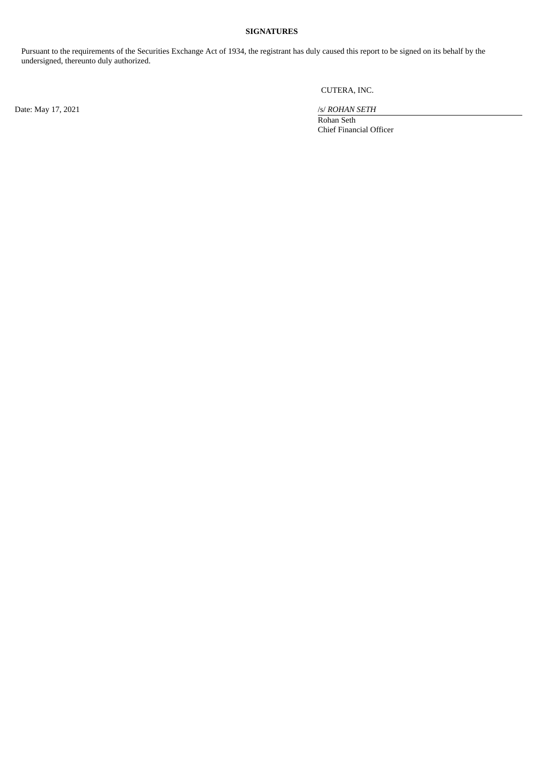**SIGNATURES**

Pursuant to the requirements of the Securities Exchange Act of 1934, the registrant has duly caused this report to be signed on its behalf by the undersigned, thereunto duly authorized.

CUTERA, INC.

Date: May 17, 2021

/s/ *ROHAN SETH*

Rohan Seth
Chief Financial Officer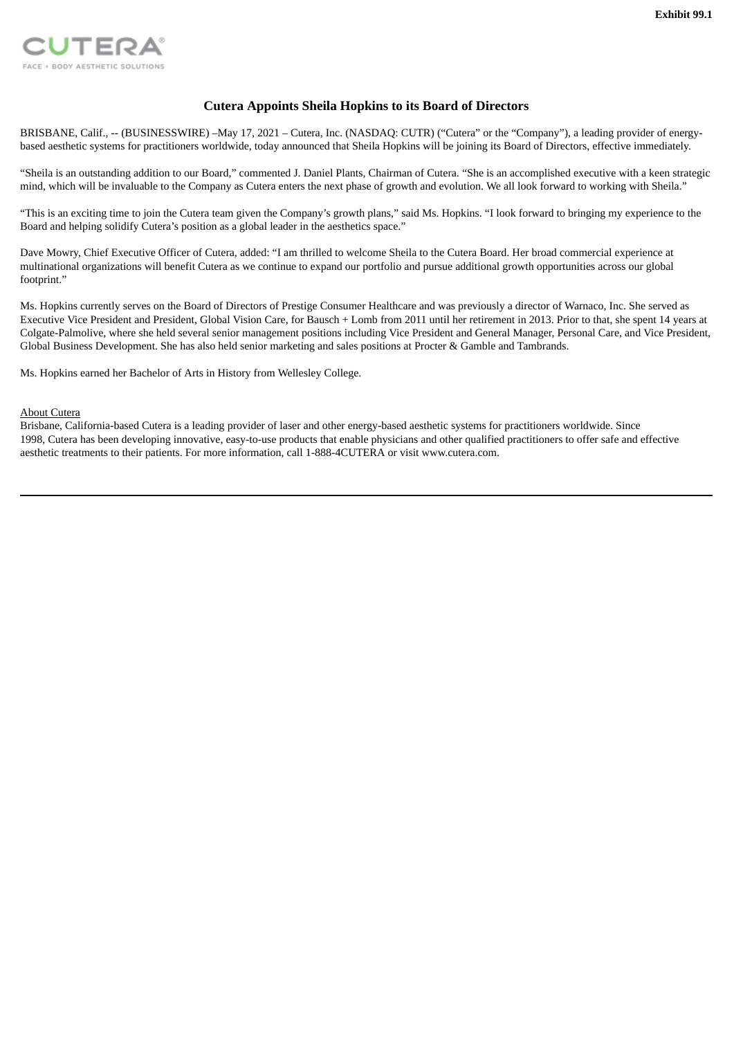**Exhibit 99.1**

CUTERA®
FACE + BODY AESTHETIC SOLUTIONS

# Cutera Appoints Sheila Hopkins to its Board of Directors

BRISBANE, Calif., -- (BUSINESSWIRE) –May 17, 2021 – Cutera, Inc. (NASDAQ: CUTR) ("Cutera" or the "Company"), a leading provider of energy-based aesthetic systems for practitioners worldwide, today announced that Sheila Hopkins will be joining its Board of Directors, effective immediately.

"Sheila is an outstanding addition to our Board," commented J. Daniel Plants, Chairman of Cutera. "She is an accomplished executive with a keen strategic mind, which will be invaluable to the Company as Cutera enters the next phase of growth and evolution. We all look forward to working with Sheila."

"This is an exciting time to join the Cutera team given the Company's growth plans," said Ms. Hopkins. "I look forward to bringing my experience to the Board and helping solidify Cutera's position as a global leader in the aesthetics space."

Dave Mowry, Chief Executive Officer of Cutera, added: "I am thrilled to welcome Sheila to the Cutera Board. Her broad commercial experience at multinational organizations will benefit Cutera as we continue to expand our portfolio and pursue additional growth opportunities across our global footprint."

Ms. Hopkins currently serves on the Board of Directors of Prestige Consumer Healthcare and was previously a director of Warnaco, Inc. She served as Executive Vice President and President, Global Vision Care, for Bausch + Lomb from 2011 until her retirement in 2013. Prior to that, she spent 14 years at Colgate-Palmolive, where she held several senior management positions including Vice President and General Manager, Personal Care, and Vice President, Global Business Development. She has also held senior marketing and sales positions at Procter & Gamble and Tambrands.

Ms. Hopkins earned her Bachelor of Arts in History from Wellesley College.

About Cutera

Brisbane, California-based Cutera is a leading provider of laser and other energy-based aesthetic systems for practitioners worldwide. Since 1998, Cutera has been developing innovative, easy-to-use products that enable physicians and other qualified practitioners to offer safe and effective aesthetic treatments to their patients. For more information, call 1-888-4CUTERA or visit www.cutera.com.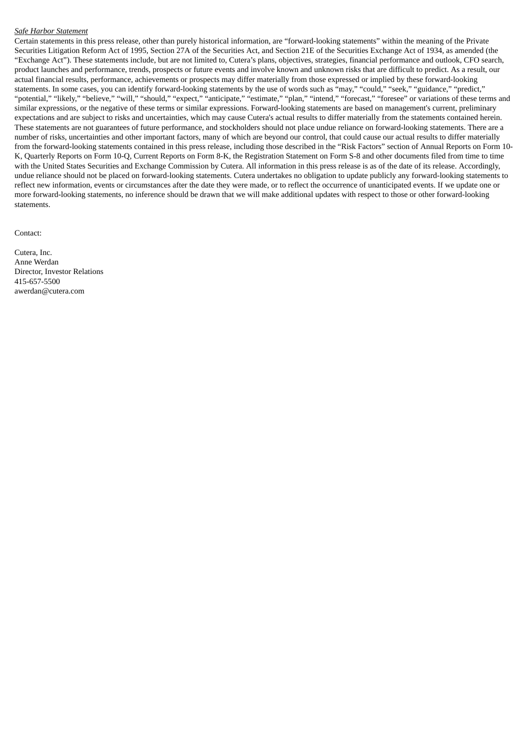*Safe Harbor Statement*

Certain statements in this press release, other than purely historical information, are “forward-looking statements” within the meaning of the Private Securities Litigation Reform Act of 1995, Section 27A of the Securities Act, and Section 21E of the Securities Exchange Act of 1934, as amended (the “Exchange Act”). These statements include, but are not limited to, Cutera’s plans, objectives, strategies, financial performance and outlook, CFO search, product launches and performance, trends, prospects or future events and involve known and unknown risks that are difficult to predict. As a result, our actual financial results, performance, achievements or prospects may differ materially from those expressed or implied by these forward-looking statements. In some cases, you can identify forward-looking statements by the use of words such as “may,” “could,” “seek,” “guidance,” “predict,” “potential,” “likely,” “believe,” “will,” “should,” “expect,” “anticipate,” “estimate,” “plan,” “intend,” “forecast,” “foresee” or variations of these terms and similar expressions, or the negative of these terms or similar expressions. Forward-looking statements are based on management's current, preliminary expectations and are subject to risks and uncertainties, which may cause Cutera's actual results to differ materially from the statements contained herein. These statements are not guarantees of future performance, and stockholders should not place undue reliance on forward-looking statements. There are a number of risks, uncertainties and other important factors, many of which are beyond our control, that could cause our actual results to differ materially from the forward-looking statements contained in this press release, including those described in the “Risk Factors” section of Annual Reports on Form 10-K, Quarterly Reports on Form 10-Q, Current Reports on Form 8-K, the Registration Statement on Form S-8 and other documents filed from time to time with the United States Securities and Exchange Commission by Cutera. All information in this press release is as of the date of its release. Accordingly, undue reliance should not be placed on forward-looking statements. Cutera undertakes no obligation to update publicly any forward-looking statements to reflect new information, events or circumstances after the date they were made, or to reflect the occurrence of unanticipated events. If we update one or more forward-looking statements, no inference should be drawn that we will make additional updates with respect to those or other forward-looking statements.

Contact:

Cutera, Inc.
Anne Werdan
Director, Investor Relations
415-657-5500
awerdan@cutera.com